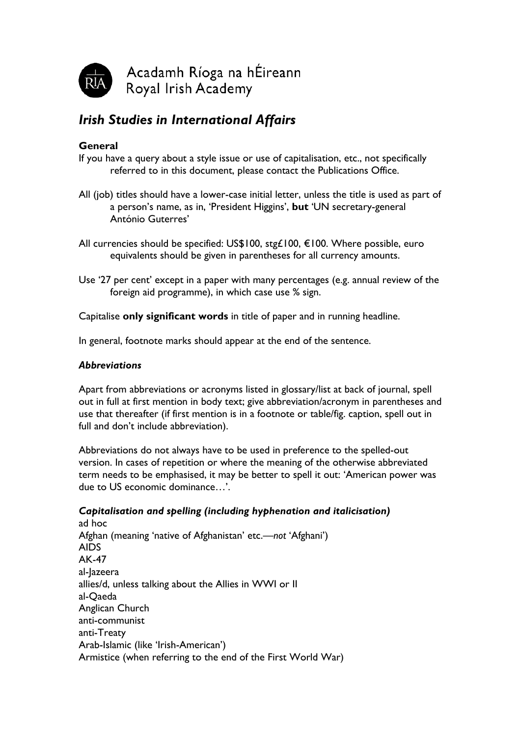Acadamh Ríoga na hÉireann
Royal Irish Academy

# *Irish Studies in International Affairs*

**General**

If you have a query about a style issue or use of capitalisation, etc., not specifically referred to in this document, please contact the Publications Office.

All (job) titles should have a lower-case initial letter, unless the title is used as part of a person's name, as in, 'President Higgins', **but** 'UN secretary-general António Guterres'

All currencies should be specified: US$100, stg£100, €100. Where possible, euro equivalents should be given in parentheses for all currency amounts.

Use '27 per cent' except in a paper with many percentages (e.g. annual review of the foreign aid programme), in which case use % sign.

Capitalise **only significant words** in title of paper and in running headline.

In general, footnote marks should appear at the end of the sentence.

### *Abbreviations*

Apart from abbreviations or acronyms listed in glossary/list at back of journal, spell out in full at first mention in body text; give abbreviation/acronym in parentheses and use that thereafter (if first mention is in a footnote or table/fig. caption, spell out in full and don't include abbreviation).

Abbreviations do not always have to be used in preference to the spelled-out version. In cases of repetition or where the meaning of the otherwise abbreviated term needs to be emphasised, it may be better to spell it out: 'American power was due to US economic dominance…'.

### *Capitalisation and spelling (including hyphenation and italicisation)*

ad hoc
Afghan (meaning 'native of Afghanistan' etc.—*not* 'Afghani')
AIDS
AK-47
al-Jazeera
allies/d, unless talking about the Allies in WWI or II
al-Qaeda
Anglican Church
anti-communist
anti-Treaty
Arab-Islamic (like 'Irish-American')
Armistice (when referring to the end of the First World War)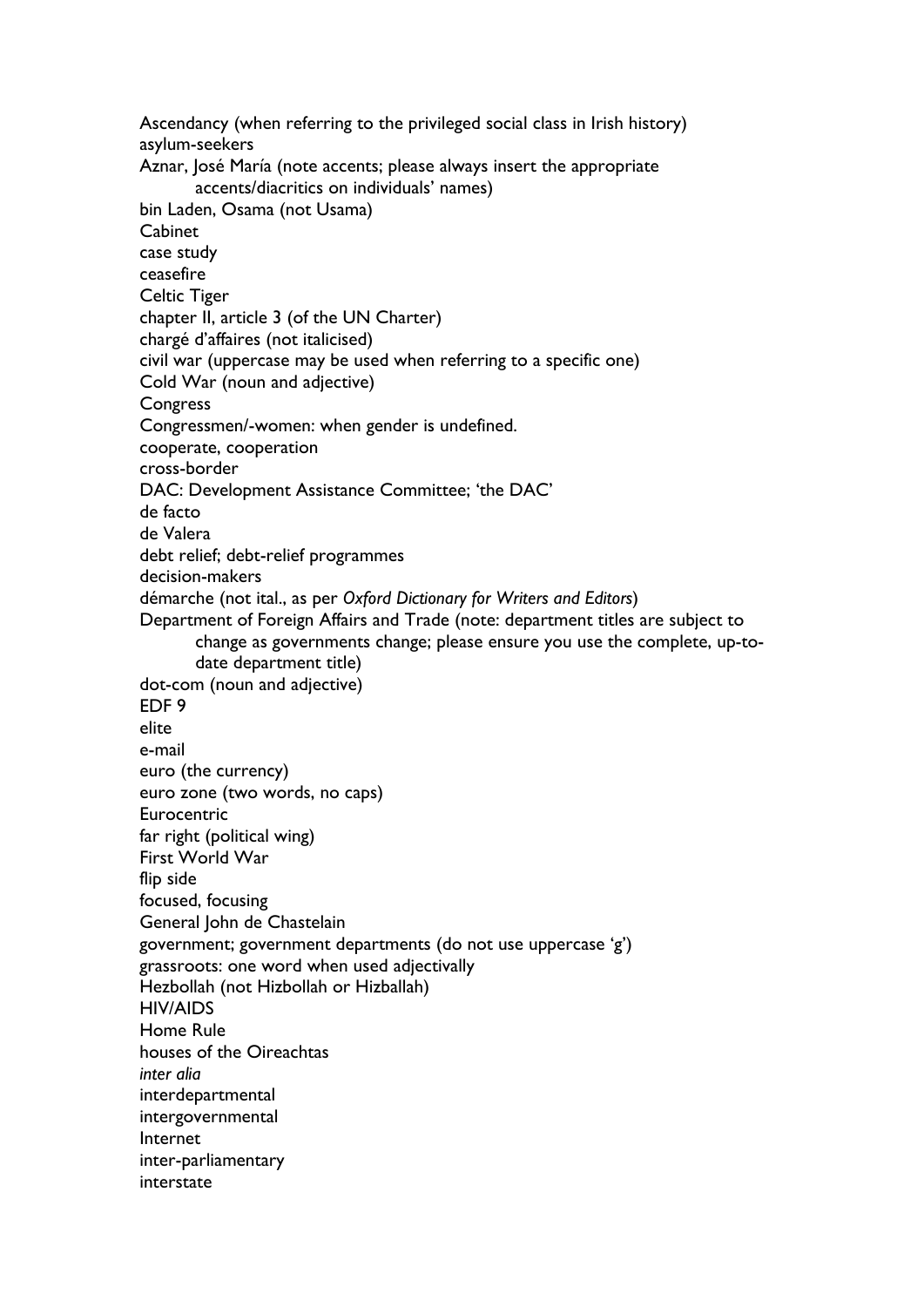Ascendancy (when referring to the privileged social class in Irish history)
asylum-seekers
Aznar, José María (note accents; please always insert the appropriate accents/diacritics on individuals' names)
bin Laden, Osama (not Usama)
Cabinet
case study
ceasefire
Celtic Tiger
chapter II, article 3 (of the UN Charter)
chargé d'affaires (not italicised)
civil war (uppercase may be used when referring to a specific one)
Cold War (noun and adjective)
Congress
Congressmen/-women: when gender is undefined.
cooperate, cooperation
cross-border
DAC: Development Assistance Committee; 'the DAC'
de facto
de Valera
debt relief; debt-relief programmes
decision-makers
démarche (not ital., as per *Oxford Dictionary for Writers and Editors*)
Department of Foreign Affairs and Trade (note: department titles are subject to change as governments change; please ensure you use the complete, up-to-date department title)
dot-com (noun and adjective)
EDF 9
elite
e-mail
euro (the currency)
euro zone (two words, no caps)
Eurocentric
far right (political wing)
First World War
flip side
focused, focusing
General John de Chastelain
government; government departments (do not use uppercase 'g')
grassroots: one word when used adjectivally
Hezbollah (not Hizbollah or Hizballah)
HIV/AIDS
Home Rule
houses of the Oireachtas
*inter alia*
interdepartmental
intergovernmental
Internet
inter-parliamentary
interstate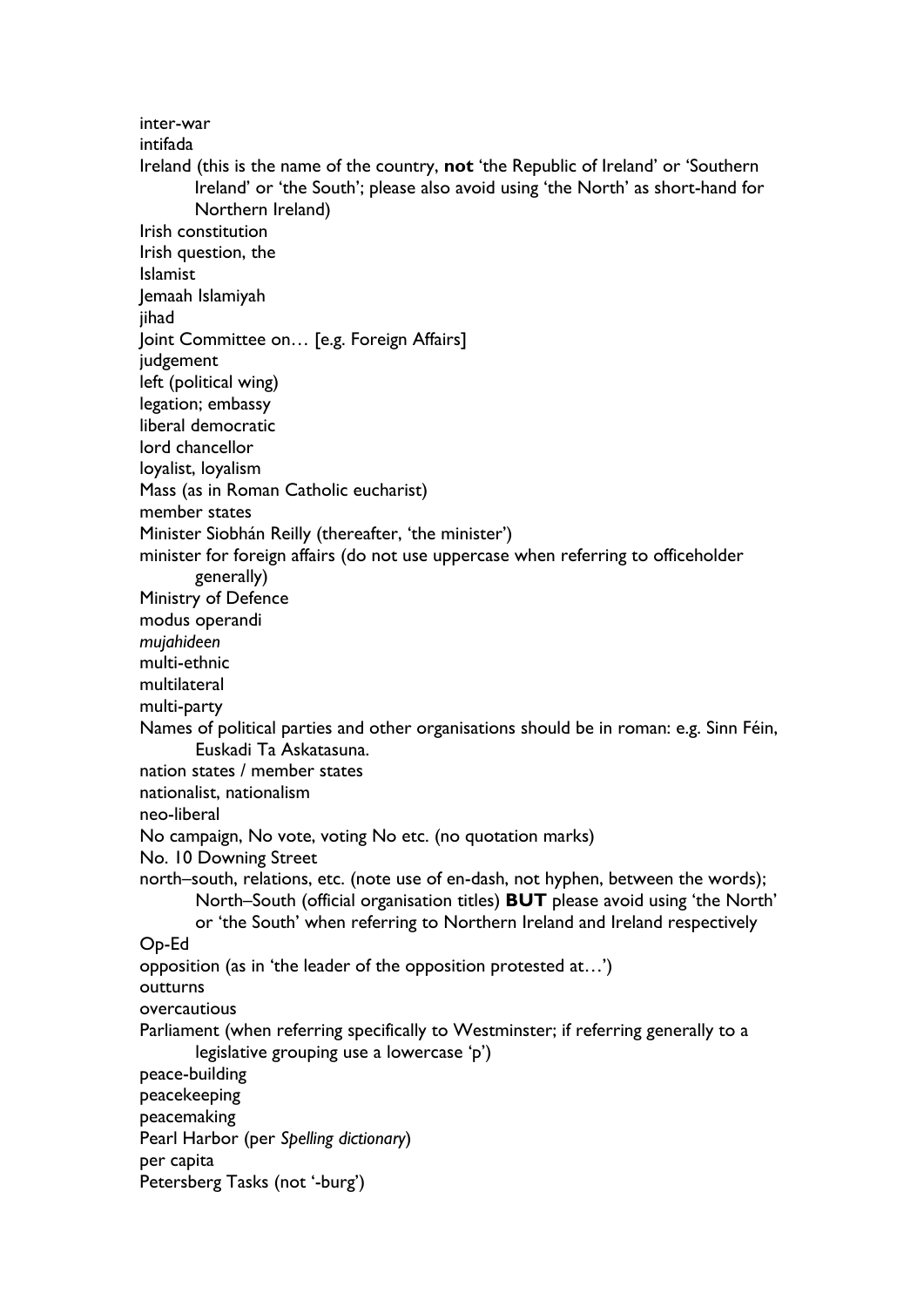inter-war
intifada
Ireland (this is the name of the country, **not** 'the Republic of Ireland' or 'Southern Ireland' or 'the South'; please also avoid using 'the North' as short-hand for Northern Ireland)
Irish constitution
Irish question, the
Islamist
Jemaah Islamiyah
jihad
Joint Committee on… [e.g. Foreign Affairs]
judgement
left (political wing)
legation; embassy
liberal democratic
lord chancellor
loyalist, loyalism
Mass (as in Roman Catholic eucharist)
member states
Minister Siobhán Reilly (thereafter, 'the minister')
minister for foreign affairs (do not use uppercase when referring to officeholder generally)
Ministry of Defence
modus operandi
*mujahideen*
multi-ethnic
multilateral
multi-party
Names of political parties and other organisations should be in roman: e.g. Sinn Féin, Euskadi Ta Askatasuna.
nation states / member states
nationalist, nationalism
neo-liberal
No campaign, No vote, voting No etc. (no quotation marks)
No. 10 Downing Street
north–south, relations, etc. (note use of en-dash, not hyphen, between the words); North–South (official organisation titles) **BUT** please avoid using 'the North' or 'the South' when referring to Northern Ireland and Ireland respectively
Op-Ed
opposition (as in 'the leader of the opposition protested at…')
outturns
overcautious
Parliament (when referring specifically to Westminster; if referring generally to a legislative grouping use a lowercase 'p')
peace-building
peacekeeping
peacemaking
Pearl Harbor (per *Spelling dictionary*)
per capita
Petersberg Tasks (not '-burg')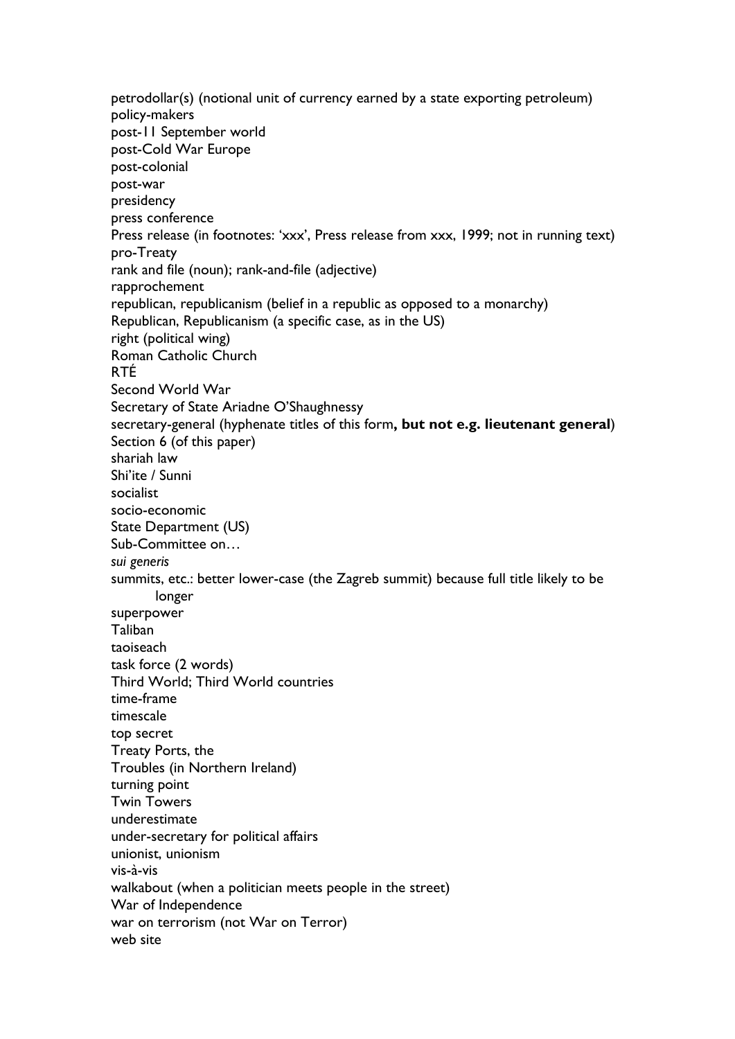petrodollar(s) (notional unit of currency earned by a state exporting petroleum)
policy-makers
post-11 September world
post-Cold War Europe
post-colonial
post-war
presidency
press conference
Press release (in footnotes: 'xxx', Press release from xxx, 1999; not in running text)
pro-Treaty
rank and file (noun); rank-and-file (adjective)
rapprochement
republican, republicanism (belief in a republic as opposed to a monarchy)
Republican, Republicanism (a specific case, as in the US)
right (political wing)
Roman Catholic Church
RTÉ
Second World War
Secretary of State Ariadne O'Shaughnessy
secretary-general (hyphenate titles of this form**, but not e.g. lieutenant general**)
Section 6 (of this paper)
shariah law
Shi'ite / Sunni
socialist
socio-economic
State Department (US)
Sub-Committee on…
*sui generis*
summits, etc.: better lower-case (the Zagreb summit) because full title likely to be longer
superpower
Taliban
taoiseach
task force (2 words)
Third World; Third World countries
time-frame
timescale
top secret
Treaty Ports, the
Troubles (in Northern Ireland)
turning point
Twin Towers
underestimate
under-secretary for political affairs
unionist, unionism
vis-à-vis
walkabout (when a politician meets people in the street)
War of Independence
war on terrorism (not War on Terror)
web site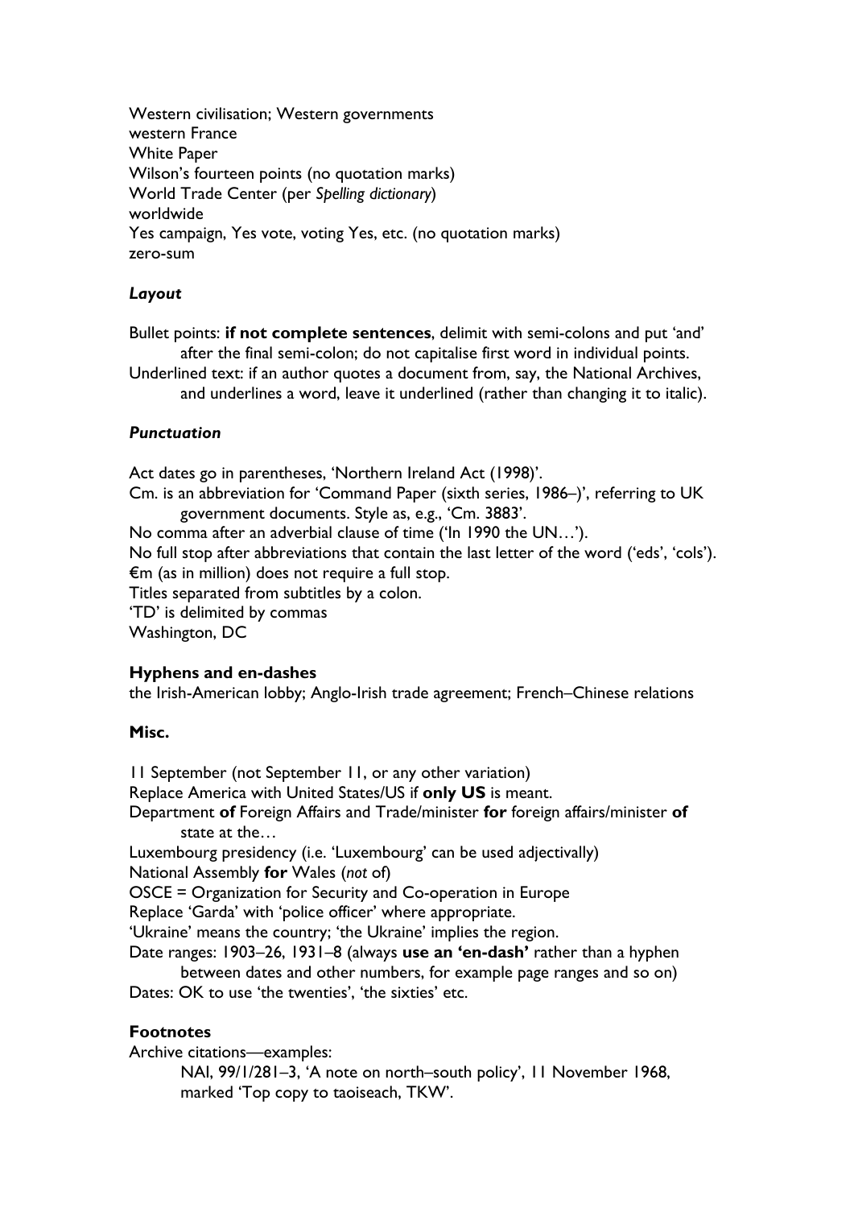Western civilisation; Western governments
western France
White Paper
Wilson's fourteen points (no quotation marks)
World Trade Center (per *Spelling dictionary*)
worldwide
Yes campaign, Yes vote, voting Yes, etc. (no quotation marks)
zero-sum

### *Layout*

Bullet points: **if not complete sentences**, delimit with semi-colons and put 'and' after the final semi-colon; do not capitalise first word in individual points.
Underlined text: if an author quotes a document from, say, the National Archives, and underlines a word, leave it underlined (rather than changing it to italic).

### *Punctuation*

Act dates go in parentheses, 'Northern Ireland Act (1998)'.
Cm. is an abbreviation for 'Command Paper (sixth series, 1986–)', referring to UK government documents. Style as, e.g., 'Cm. 3883'.
No comma after an adverbial clause of time ('In 1990 the UN…').
No full stop after abbreviations that contain the last letter of the word ('eds', 'cols').
€m (as in million) does not require a full stop.
Titles separated from subtitles by a colon.
'TD' is delimited by commas
Washington, DC

### Hyphens and en-dashes

the Irish-American lobby; Anglo-Irish trade agreement; French–Chinese relations

### Misc.

11 September (not September 11, or any other variation)
Replace America with United States/US if **only US** is meant.
Department **of** Foreign Affairs and Trade/minister **for** foreign affairs/minister **of** state at the…
Luxembourg presidency (i.e. 'Luxembourg' can be used adjectivally)
National Assembly **for** Wales (*not* of)
OSCE = Organization for Security and Co-operation in Europe
Replace 'Garda' with 'police officer' where appropriate.
'Ukraine' means the country; 'the Ukraine' implies the region.
Date ranges: 1903–26, 1931–8 (always **use an 'en-dash'** rather than a hyphen between dates and other numbers, for example page ranges and so on)
Dates: OK to use 'the twenties', 'the sixties' etc.

### Footnotes

Archive citations—examples:

NAI, 99/1/281–3, 'A note on north–south policy', 11 November 1968, marked 'Top copy to taoiseach, TKW'.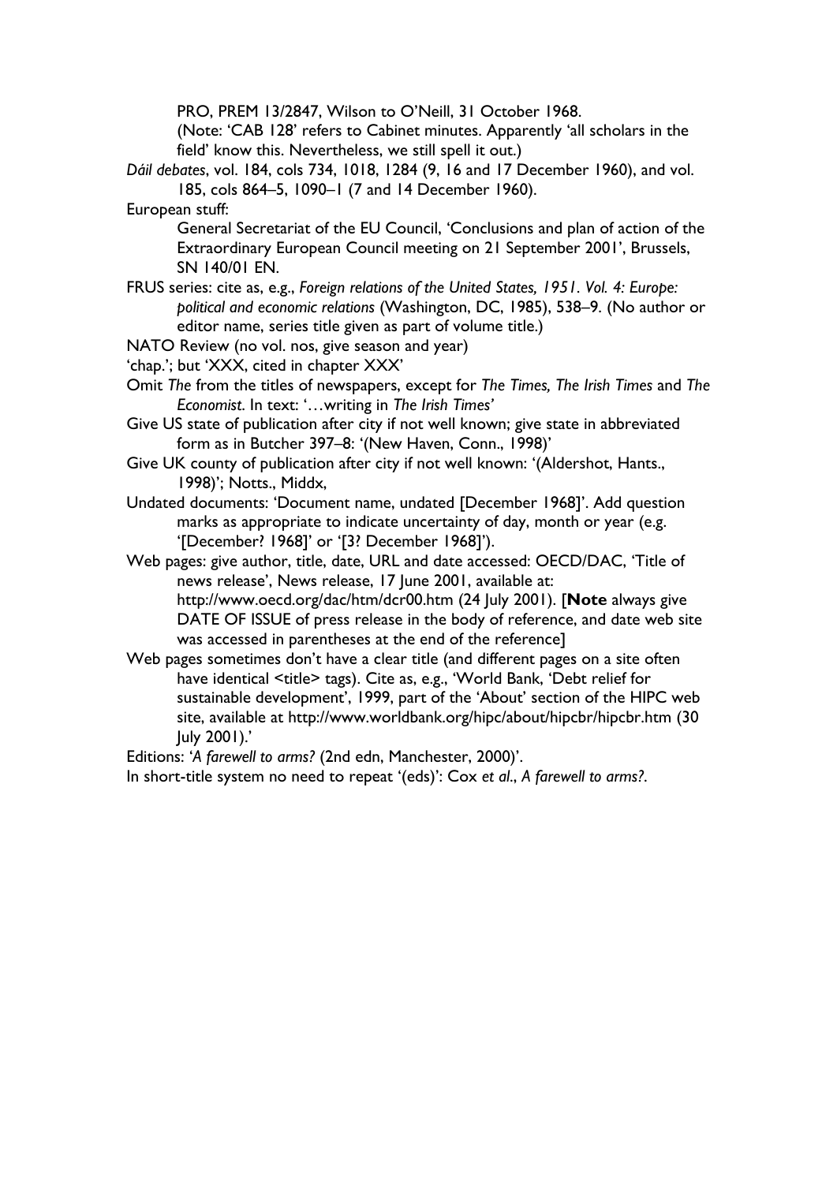PRO, PREM 13/2847, Wilson to O'Neill, 31 October 1968.

(Note: 'CAB 128' refers to Cabinet minutes. Apparently 'all scholars in the field' know this. Nevertheless, we still spell it out.)

*Dáil debates*, vol. 184, cols 734, 1018, 1284 (9, 16 and 17 December 1960), and vol. 185, cols 864–5, 1090–1 (7 and 14 December 1960).

European stuff:

General Secretariat of the EU Council, 'Conclusions and plan of action of the Extraordinary European Council meeting on 21 September 2001', Brussels, SN 140/01 EN.

FRUS series: cite as, e.g., *Foreign relations of the United States, 1951. Vol. 4: Europe: political and economic relations* (Washington, DC, 1985), 538–9. (No author or editor name, series title given as part of volume title.)

NATO Review (no vol. nos, give season and year)

'chap.'; but 'XXX, cited in chapter XXX'

Omit *The* from the titles of newspapers, except for *The Times, The Irish Times* and *The Economist*. In text: '…writing in *The Irish Times*'

Give US state of publication after city if not well known; give state in abbreviated form as in Butcher 397–8: '(New Haven, Conn., 1998)'

Give UK county of publication after city if not well known: '(Aldershot, Hants., 1998)'; Notts., Middx,

Undated documents: 'Document name, undated [December 1968]'. Add question marks as appropriate to indicate uncertainty of day, month or year (e.g. '[December? 1968]' or '[3? December 1968]').

Web pages: give author, title, date, URL and date accessed: OECD/DAC, 'Title of news release', News release, 17 June 2001, available at: http://www.oecd.org/dac/htm/dcr00.htm (24 July 2001). [**Note** always give DATE OF ISSUE of press release in the body of reference, and date web site was accessed in parentheses at the end of the reference]

Web pages sometimes don't have a clear title (and different pages on a site often have identical <title> tags). Cite as, e.g., 'World Bank, 'Debt relief for sustainable development', 1999, part of the 'About' section of the HIPC web site, available at http://www.worldbank.org/hipc/about/hipcbr/hipcbr.htm (30 July 2001).'

Editions: '*A farewell to arms?* (2nd edn, Manchester, 2000)'.

In short-title system no need to repeat '(eds)': Cox *et al*., *A farewell to arms?*.